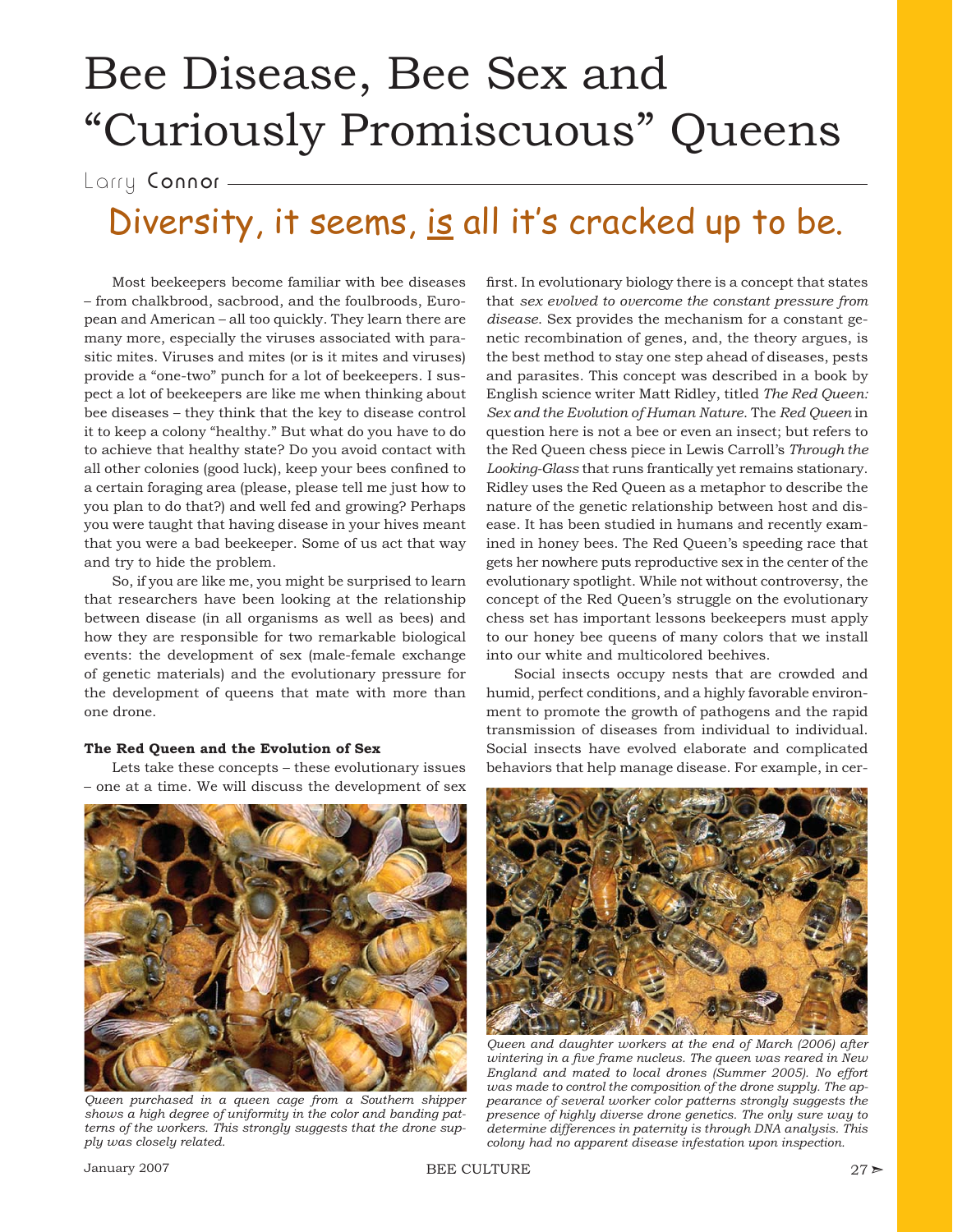# Bee Disease, Bee Sex and "Curiously Promiscuous" Queens

Larry Connor

## Diversity, it seems, <u>is</u> all it's cracked up to be.

Most beekeepers become familiar with bee diseases – from chalkbrood, sacbrood, and the foulbroods, European and American – all too quickly. They learn there are many more, especially the viruses associated with parasitic mites. Viruses and mites (or is it mites and viruses) provide a "one-two" punch for a lot of beekeepers. I suspect a lot of beekeepers are like me when thinking about bee diseases – they think that the key to disease control it to keep a colony "healthy." But what do you have to do to achieve that healthy state? Do you avoid contact with all other colonies (good luck), keep your bees confined to a certain foraging area (please, please tell me just how to you plan to do that?) and well fed and growing? Perhaps you were taught that having disease in your hives meant that you were a bad beekeeper. Some of us act that way and try to hide the problem.

So, if you are like me, you might be surprised to learn that researchers have been looking at the relationship between disease (in all organisms as well as bees) and how they are responsible for two remarkable biological events: the development of sex (male-female exchange of genetic materials) and the evolutionary pressure for the development of queens that mate with more than one drone.

**The Red Queen and the Evolution of Sex**

Lets take these concepts – these evolutionary issues – one at a time. We will discuss the development of sex first. In evolutionary biology there is a concept that states that *sex evolved to overcome the constant pressure from disease*. Sex provides the mechanism for a constant genetic recombination of genes, and, the theory argues, is the best method to stay one step ahead of diseases, pests and parasites. This concept was described in a book by English science writer Matt Ridley, titled *The Red Queen: Sex and the Evolution of Human Nature*. The *Red Queen* in question here is not a bee or even an insect; but refers to the Red Queen chess piece in Lewis Carroll's *Through the Looking-Glass* that runs frantically yet remains stationary. Ridley uses the Red Queen as a metaphor to describe the nature of the genetic relationship between host and disease. It has been studied in humans and recently examined in honey bees. The Red Queen's speeding race that gets her nowhere puts reproductive sex in the center of the evolutionary spotlight. While not without controversy, the concept of the Red Queen's struggle on the evolutionary chess set has important lessons beekeepers must apply to our honey bee queens of many colors that we install into our white and multicolored beehives.

Social insects occupy nests that are crowded and humid, perfect conditions, and a highly favorable environment to promote the growth of pathogens and the rapid transmission of diseases from individual to individual. Social insects have evolved elaborate and complicated behaviors that help manage disease. For example, in cer-

*Queen purchased in a queen cage from a Southern shipper shows a high degree of uniformity in the color and banding patterns of the workers. This strongly suggests that the drone supply was closely related.*

*Queen and daughter workers at the end of March (2006) after wintering in a five frame nucleus. The queen was reared in New England and mated to local drones (Summer 2005). No effort was made to control the composition of the drone supply. The appearance of several worker color patterns strongly suggests the presence of highly diverse drone genetics. The only sure way to determine differences in paternity is through DNA analysis. This colony had no apparent disease infestation upon inspection.*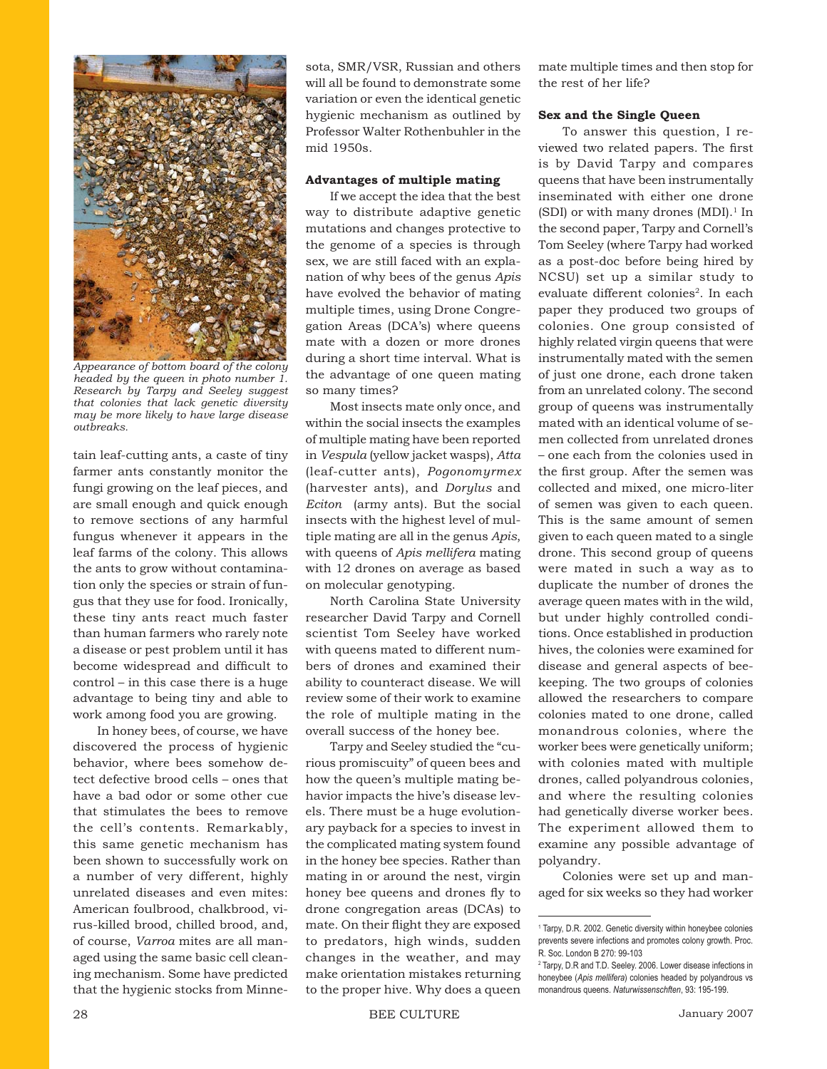Appearance of bottom board of the colony headed by the queen in photo number 1. Research by Tarpy and Seeley suggest that colonies that lack genetic diversity may be more likely to have large disease outbreaks.

tain leaf-cutting ants, a caste of tiny farmer ants constantly monitor the fungi growing on the leaf pieces, and are small enough and quick enough to remove sections of any harmful fungus whenever it appears in the leaf farms of the colony. This allows the ants to grow without contamination only the species or strain of fungus that they use for food. Ironically, these tiny ants react much faster than human farmers who rarely note a disease or pest problem until it has become widespread and difficult to control – in this case there is a huge advantage to being tiny and able to work among food you are growing.

In honey bees, of course, we have discovered the process of hygienic behavior, where bees somehow detect defective brood cells – ones that have a bad odor or some other cue that stimulates the bees to remove the cell's contents. Remarkably, this same genetic mechanism has been shown to successfully work on a number of very different, highly unrelated diseases and even mites: American foulbrood, chalkbrood, virus-killed brood, chilled brood, and, of course, *Varroa* mites are all managed using the same basic cell cleaning mechanism. Some have predicted that the hygienic stocks from Minnesota, SMR/VSR, Russian and others will all be found to demonstrate some variation or even the identical genetic hygienic mechanism as outlined by Professor Walter Rothenbuhler in the mid 1950s.

**Advantages of multiple mating**

If we accept the idea that the best way to distribute adaptive genetic mutations and changes protective to the genome of a species is through sex, we are still faced with an explanation of why bees of the genus *Apis* have evolved the behavior of mating multiple times, using Drone Congregation Areas (DCA's) where queens mate with a dozen or more drones during a short time interval. What is the advantage of one queen mating so many times?

Most insects mate only once, and within the social insects the examples of multiple mating have been reported in *Vespula* (yellow jacket wasps), *Atta* (leaf-cutter ants), *Pogonomyrmex* (harvester ants), and *Dorylus* and *Eciton* (army ants). But the social insects with the highest level of multiple mating are all in the genus *Apis*, with queens of *Apis mellifera* mating with 12 drones on average as based on molecular genotyping.

North Carolina State University researcher David Tarpy and Cornell scientist Tom Seeley have worked with queens mated to different numbers of drones and examined their ability to counteract disease. We will review some of their work to examine the role of multiple mating in the overall success of the honey bee.

Tarpy and Seeley studied the "curious promiscuity" of queen bees and how the queen's multiple mating behavior impacts the hive's disease levels. There must be a huge evolutionary payback for a species to invest in the complicated mating system found in the honey bee species. Rather than mating in or around the nest, virgin honey bee queens and drones fly to drone congregation areas (DCAs) to mate. On their flight they are exposed to predators, high winds, sudden changes in the weather, and may make orientation mistakes returning to the proper hive. Why does a queen mate multiple times and then stop for the rest of her life?

**Sex and the Single Queen**

To answer this question, I reviewed two related papers. The first is by David Tarpy and compares queens that have been instrumentally inseminated with either one drone (SDI) or with many drones (MDI).[1] In the second paper, Tarpy and Cornell's Tom Seeley (where Tarpy had worked as a post-doc before being hired by NCSU) set up a similar study to evaluate different colonies[2]. In each paper they produced two groups of colonies. One group consisted of highly related virgin queens that were instrumentally mated with the semen of just one drone, each drone taken from an unrelated colony. The second group of queens was instrumentally mated with an identical volume of semen collected from unrelated drones – one each from the colonies used in the first group. After the semen was collected and mixed, one micro-liter of semen was given to each queen. This is the same amount of semen given to each queen mated to a single drone. This second group of queens were mated in such a way as to duplicate the number of drones the average queen mates with in the wild, but under highly controlled conditions. Once established in production hives, the colonies were examined for disease and general aspects of beekeeping. The two groups of colonies allowed the researchers to compare colonies mated to one drone, called monandrous colonies, where the worker bees were genetically uniform; with colonies mated with multiple drones, called polyandrous colonies, and where the resulting colonies had genetically diverse worker bees. The experiment allowed them to examine any possible advantage of polyandry.

Colonies were set up and managed for six weeks so they had worker

---

[1] Tarpy, D.R. 2002. Genetic diversity within honeybee colonies prevents severe infections and promotes colony growth. Proc. R. Soc. London B 270: 99-103

[2] Tarpy, D.R and T.D. Seeley. 2006. Lower disease infections in honeybee (*Apis mellifera*) colonies headed by polyandrous vs monandrous queens. *Naturwissenschften*, 93: 195-199.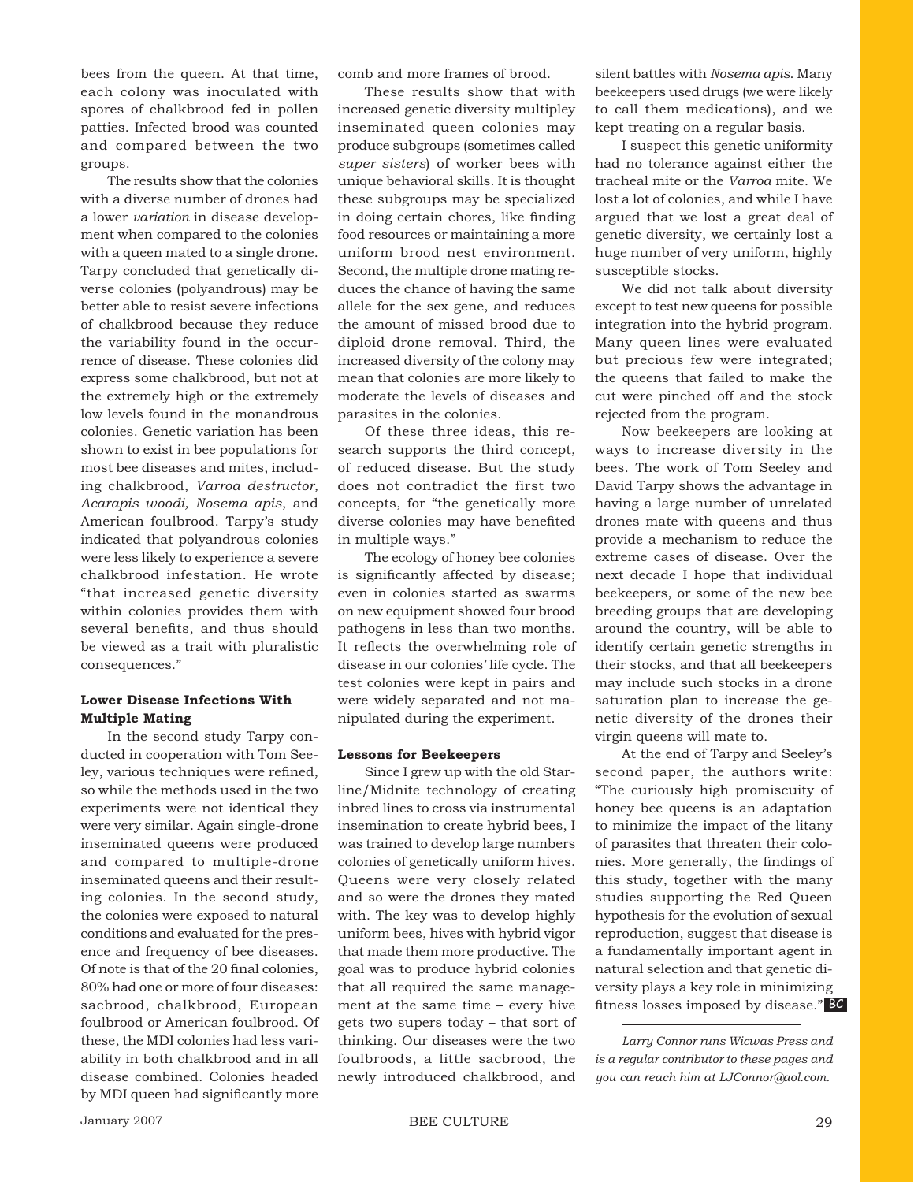bees from the queen. At that time, each colony was inoculated with spores of chalkbrood fed in pollen patties. Infected brood was counted and compared between the two groups.

The results show that the colonies with a diverse number of drones had a lower *variation* in disease development when compared to the colonies with a queen mated to a single drone. Tarpy concluded that genetically diverse colonies (polyandrous) may be better able to resist severe infections of chalkbrood because they reduce the variability found in the occurrence of disease. These colonies did express some chalkbrood, but not at the extremely high or the extremely low levels found in the monandrous colonies. Genetic variation has been shown to exist in bee populations for most bee diseases and mites, including chalkbrood, *Varroa destructor, Acarapis woodi, Nosema apis*, and American foulbrood. Tarpy's study indicated that polyandrous colonies were less likely to experience a severe chalkbrood infestation. He wrote "that increased genetic diversity within colonies provides them with several benefits, and thus should be viewed as a trait with pluralistic consequences."

**Lower Disease Infections With Multiple Mating**

In the second study Tarpy conducted in cooperation with Tom Seeley, various techniques were refined, so while the methods used in the two experiments were not identical they were very similar. Again single-drone inseminated queens were produced and compared to multiple-drone inseminated queens and their resulting colonies. In the second study, the colonies were exposed to natural conditions and evaluated for the presence and frequency of bee diseases. Of note is that of the 20 final colonies, 80% had one or more of four diseases: sacbrood, chalkbrood, European foulbrood or American foulbrood. Of these, the MDI colonies had less variability in both chalkbrood and in all disease combined. Colonies headed by MDI queen had significantly more comb and more frames of brood.

These results show that with increased genetic diversity multipley inseminated queen colonies may produce subgroups (sometimes called *super sisters*) of worker bees with unique behavioral skills. It is thought these subgroups may be specialized in doing certain chores, like finding food resources or maintaining a more uniform brood nest environment. Second, the multiple drone mating reduces the chance of having the same allele for the sex gene, and reduces the amount of missed brood due to diploid drone removal. Third, the increased diversity of the colony may mean that colonies are more likely to moderate the levels of diseases and parasites in the colonies.

Of these three ideas, this research supports the third concept, of reduced disease. But the study does not contradict the first two concepts, for "the genetically more diverse colonies may have benefited in multiple ways."

The ecology of honey bee colonies is significantly affected by disease; even in colonies started as swarms on new equipment showed four brood pathogens in less than two months. It reflects the overwhelming role of disease in our colonies' life cycle. The test colonies were kept in pairs and were widely separated and not manipulated during the experiment.

**Lessons for Beekeepers**

Since I grew up with the old Starline/Midnite technology of creating inbred lines to cross via instrumental insemination to create hybrid bees, I was trained to develop large numbers colonies of genetically uniform hives. Queens were very closely related and so were the drones they mated with. The key was to develop highly uniform bees, hives with hybrid vigor that made them more productive. The goal was to produce hybrid colonies that all required the same management at the same time – every hive gets two supers today – that sort of thinking. Our diseases were the two foulbroods, a little sacbrood, the newly introduced chalkbrood, and silent battles with *Nosema apis*. Many beekeepers used drugs (we were likely to call them medications), and we kept treating on a regular basis.

I suspect this genetic uniformity had no tolerance against either the tracheal mite or the *Varroa* mite. We lost a lot of colonies, and while I have argued that we lost a great deal of genetic diversity, we certainly lost a huge number of very uniform, highly susceptible stocks.

We did not talk about diversity except to test new queens for possible integration into the hybrid program. Many queen lines were evaluated but precious few were integrated; the queens that failed to make the cut were pinched off and the stock rejected from the program.

Now beekeepers are looking at ways to increase diversity in the bees. The work of Tom Seeley and David Tarpy shows the advantage in having a large number of unrelated drones mate with queens and thus provide a mechanism to reduce the extreme cases of disease. Over the next decade I hope that individual beekeepers, or some of the new bee breeding groups that are developing around the country, will be able to identify certain genetic strengths in their stocks, and that all beekeepers may include such stocks in a drone saturation plan to increase the genetic diversity of the drones their virgin queens will mate to.

At the end of Tarpy and Seeley's second paper, the authors write: "The curiously high promiscuity of honey bee queens is an adaptation to minimize the impact of the litany of parasites that threaten their colonies. More generally, the findings of this study, together with the many studies supporting the Red Queen hypothesis for the evolution of sexual reproduction, suggest that disease is a fundamentally important agent in natural selection and that genetic diversity plays a key role in minimizing fitness losses imposed by disease." BC

---

*Larry Connor runs Wicwas Press and is a regular contributor to these pages and you can reach him at LJConnor@aol.com.*